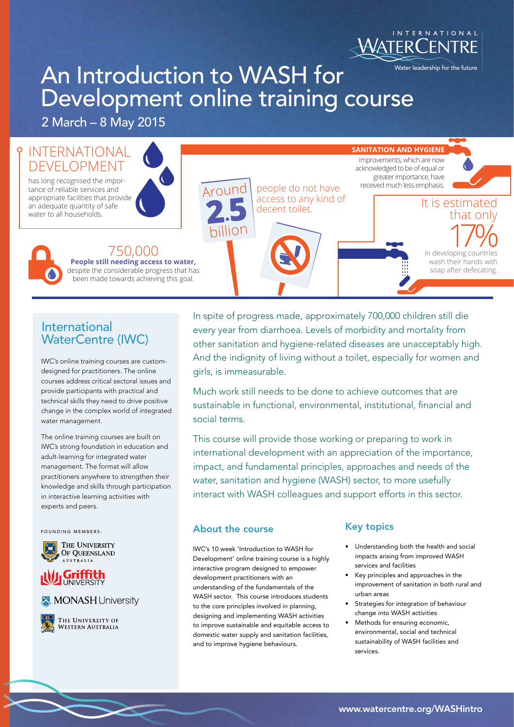INTERNATIONAL WATERCENTRE

Water leadership for the future

# An Introduction to WASH for Development online training course

2 March – 8 May 2015

## INTERNATIONAL DEVELOPMENT

has long recognised the importance of reliable services and appropriate facilities that provide an adequate quantity of safe water to all households.

750,000

**People still needing access to water,** despite the considerable progress that has been made towards achieving this goal.

Around **2.5** billion people do not have access to any kind of decent toilet.

**SANITATION AND HYGIENE** improvements, which are now acknowledged to be of equal or greater importance, have received much less emphasis.

It is estimated that only 17% in developing countries wash their hands with soap after defecating.

In spite of progress made, approximately 700,000 children still die every year from diarrhoea. Levels of morbidity and mortality from other sanitation and hygiene-related diseases are unacceptably high. And the indignity of living without a toilet, especially for women and girls, is immeasurable.

Much work still needs to be done to achieve outcomes that are sustainable in functional, environmental, institutional, financial and social terms.

This course will provide those working or preparing to work in international development with an appreciation of the importance, impact, and fundamental principles, approaches and needs of the water, sanitation and hygiene (WASH) sector, to more usefully interact with WASH colleagues and support efforts in this sector.

## International WaterCentre (IWC)

IWC's online training courses are custom-designed for practitioners. The online courses address critical sectoral issues and provide participants with practical and technical skills they need to drive positive change in the complex world of integrated water management.

The online training courses are built on IWC's strong foundation in education and adult-learning for integrated water management. The format will allow practitioners anywhere to strengthen their knowledge and skills through participation in interactive learning activities with experts and peers.

FOUNDING MEMBERS:

- The University of Queensland Australia
- Griffith University
- Monash University
- The University of Western Australia

## About the course

IWC's 10 week 'Introduction to WASH for Development' online training course is a highly interactive program designed to empower development practitioners with an understanding of the fundamentals of the WASH sector. This course introduces students to the core principles involved in planning, designing and implementing WASH activities to improve sustainable and equitable access to domestic water supply and sanitation facilities, and to improve hygiene behaviours.

## Key topics

- Understanding both the health and social impacts arising from improved WASH services and facilities
- Key principles and approaches in the improvement of sanitation in both rural and urban areas
- Strategies for integration of behaviour change into WASH activities
- Methods for ensuring economic, environmental, social and technical sustainability of WASH facilities and services.

www.watercentre.org/WASHintro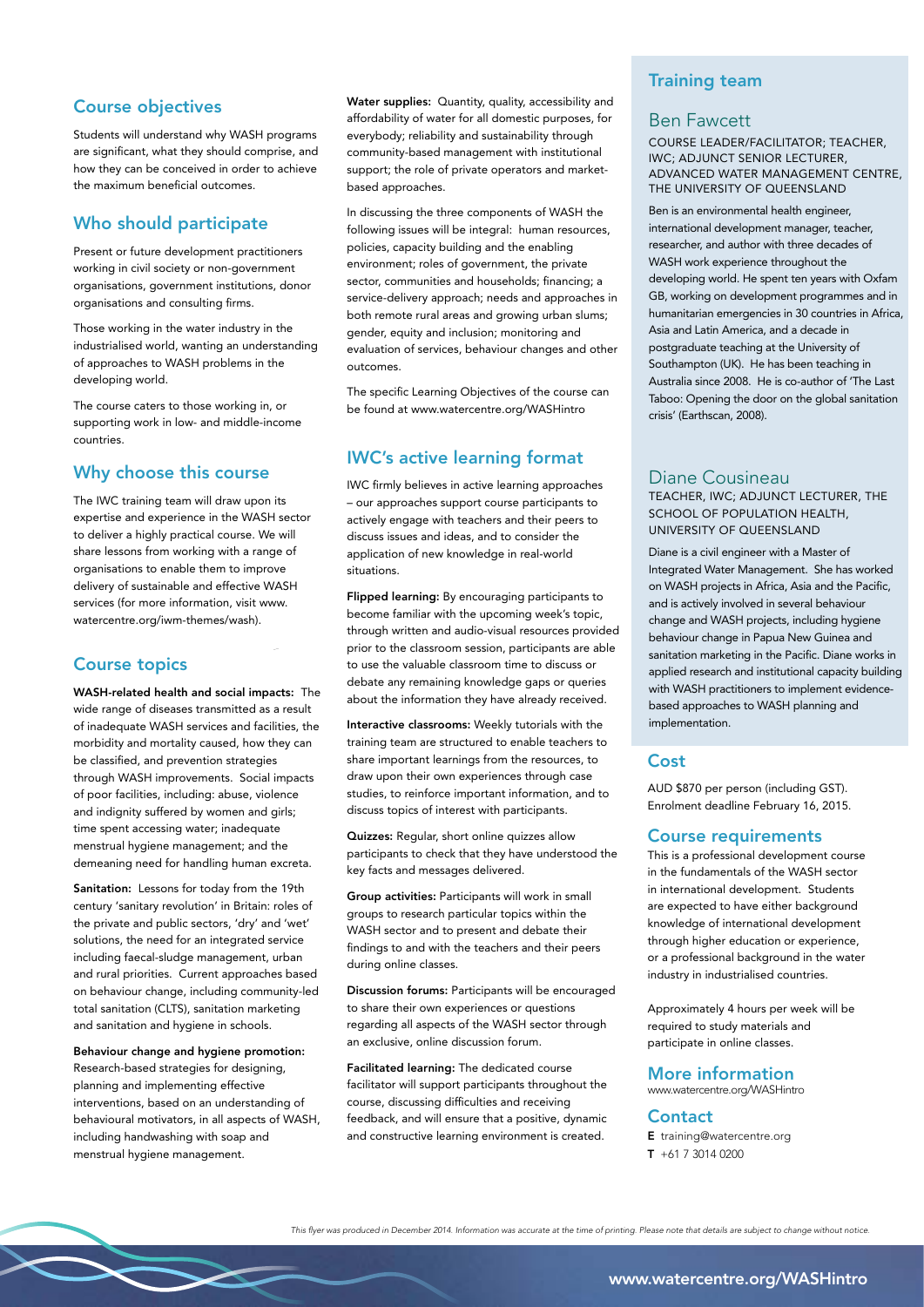## Course objectives

Students will understand why WASH programs are significant, what they should comprise, and how they can be conceived in order to achieve the maximum beneficial outcomes.

## Who should participate

Present or future development practitioners working in civil society or non-government organisations, government institutions, donor organisations and consulting firms.

Those working in the water industry in the industrialised world, wanting an understanding of approaches to WASH problems in the developing world.

The course caters to those working in, or supporting work in low- and middle-income countries.

## Why choose this course

The IWC training team will draw upon its expertise and experience in the WASH sector to deliver a highly practical course. We will share lessons from working with a range of organisations to enable them to improve delivery of sustainable and effective WASH services (for more information, visit www.watercentre.org/iwm-themes/wash).

## Course topics

**WASH-related health and social impacts:** The wide range of diseases transmitted as a result of inadequate WASH services and facilities, the morbidity and mortality caused, how they can be classified, and prevention strategies through WASH improvements. Social impacts of poor facilities, including: abuse, violence and indignity suffered by women and girls; time spent accessing water; inadequate menstrual hygiene management; and the demeaning need for handling human excreta.

**Sanitation:** Lessons for today from the 19th century 'sanitary revolution' in Britain: roles of the private and public sectors, 'dry' and 'wet' solutions, the need for an integrated service including faecal-sludge management, urban and rural priorities. Current approaches based on behaviour change, including community-led total sanitation (CLTS), sanitation marketing and sanitation and hygiene in schools.

**Behaviour change and hygiene promotion:** Research-based strategies for designing, planning and implementing effective interventions, based on an understanding of behavioural motivators, in all aspects of WASH, including handwashing with soap and menstrual hygiene management.

**Water supplies:** Quantity, quality, accessibility and affordability of water for all domestic purposes, for everybody; reliability and sustainability through community-based management with institutional support; the role of private operators and market-based approaches.

In discussing the three components of WASH the following issues will be integral: human resources, policies, capacity building and the enabling environment; roles of government, the private sector, communities and households; financing; a service-delivery approach; needs and approaches in both remote rural areas and growing urban slums; gender, equity and inclusion; monitoring and evaluation of services, behaviour changes and other outcomes.

The specific Learning Objectives of the course can be found at www.watercentre.org/WASHintro

## IWC's active learning format

IWC firmly believes in active learning approaches – our approaches support course participants to actively engage with teachers and their peers to discuss issues and ideas, and to consider the application of new knowledge in real-world situations.

**Flipped learning:** By encouraging participants to become familiar with the upcoming week's topic, through written and audio-visual resources provided prior to the classroom session, participants are able to use the valuable classroom time to discuss or debate any remaining knowledge gaps or queries about the information they have already received.

**Interactive classrooms:** Weekly tutorials with the training team are structured to enable teachers to share important learnings from the resources, to draw upon their own experiences through case studies, to reinforce important information, and to discuss topics of interest with participants.

**Quizzes:** Regular, short online quizzes allow participants to check that they have understood the key facts and messages delivered.

**Group activities:** Participants will work in small groups to research particular topics within the WASH sector and to present and debate their findings to and with the teachers and their peers during online classes.

**Discussion forums:** Participants will be encouraged to share their own experiences or questions regarding all aspects of the WASH sector through an exclusive, online discussion forum.

**Facilitated learning:** The dedicated course facilitator will support participants throughout the course, discussing difficulties and receiving feedback, and will ensure that a positive, dynamic and constructive learning environment is created.

## Training team

### Ben Fawcett

COURSE LEADER/FACILITATOR; TEACHER, IWC; ADJUNCT SENIOR LECTURER, ADVANCED WATER MANAGEMENT CENTRE, THE UNIVERSITY OF QUEENSLAND

Ben is an environmental health engineer, international development manager, teacher, researcher, and author with three decades of WASH work experience throughout the developing world. He spent ten years with Oxfam GB, working on development programmes and in humanitarian emergencies in 30 countries in Africa, Asia and Latin America, and a decade in postgraduate teaching at the University of Southampton (UK). He has been teaching in Australia since 2008. He is co-author of 'The Last Taboo: Opening the door on the global sanitation crisis' (Earthscan, 2008).

### Diane Cousineau

TEACHER, IWC; ADJUNCT LECTURER, THE SCHOOL OF POPULATION HEALTH, UNIVERSITY OF QUEENSLAND

Diane is a civil engineer with a Master of Integrated Water Management. She has worked on WASH projects in Africa, Asia and the Pacific, and is actively involved in several behaviour change and WASH projects, including hygiene behaviour change in Papua New Guinea and sanitation marketing in the Pacific. Diane works in applied research and institutional capacity building with WASH practitioners to implement evidence-based approaches to WASH planning and implementation.

## Cost

AUD $870 per person (including GST). Enrolment deadline February 16, 2015.

## Course requirements

This is a professional development course in the fundamentals of the WASH sector in international development. Students are expected to have either background knowledge of international development through higher education or experience, or a professional background in the water industry in industrialised countries.

Approximately 4 hours per week will be required to study materials and participate in online classes.

## More information

www.watercentre.org/WASHintro

## Contact

**E** training@watercentre.org
**T** +61 7 3014 0200

*This flyer was produced in December 2014. Information was accurate at the time of printing. Please note that details are subject to change without notice.*

www.watercentre.org/WASHintro